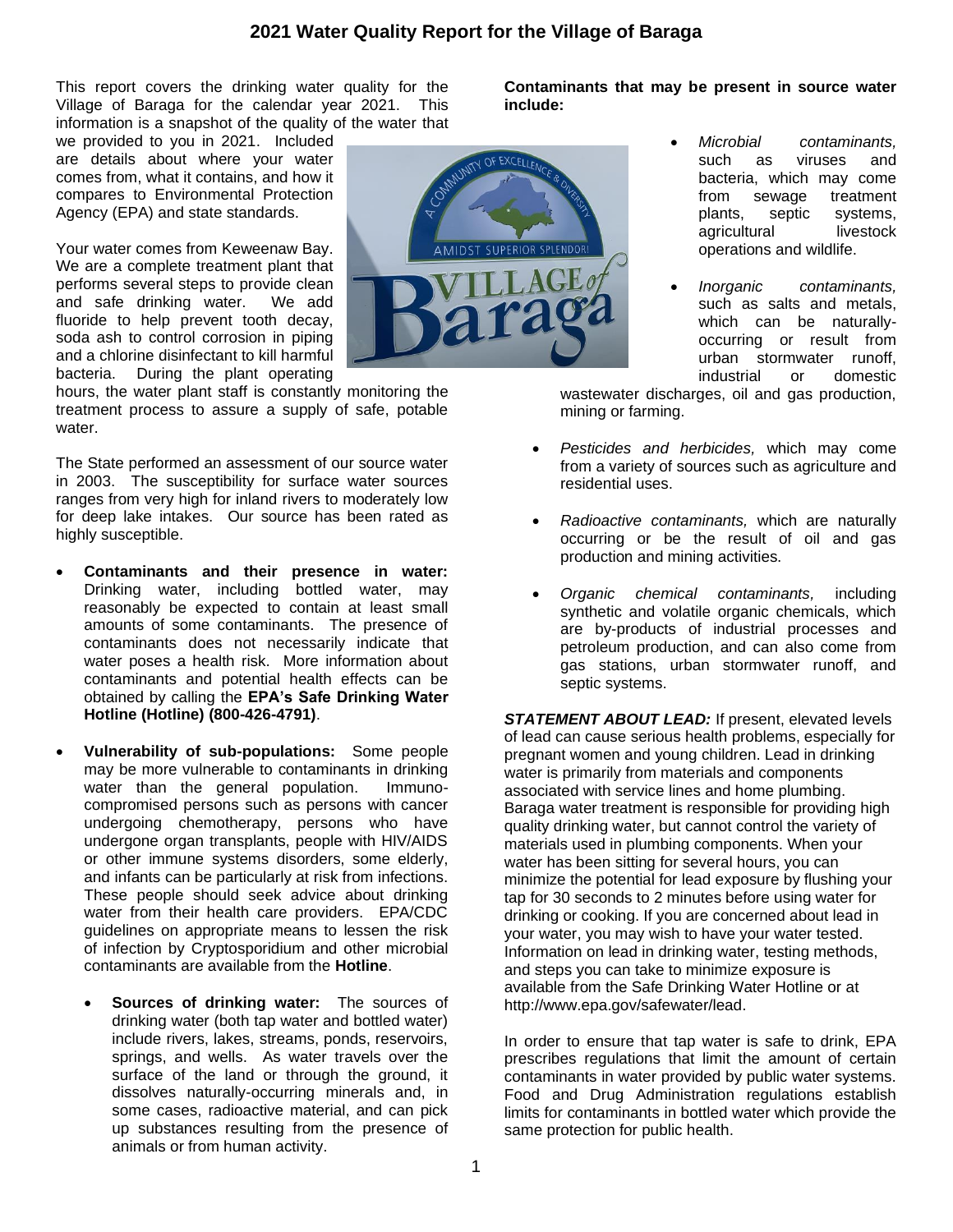# 2021 Water Quality Report for the Village of Baraga

This report covers the drinking water quality for the Village of Baraga for the calendar year 2021. This information is a snapshot of the quality of the water that we provided to you in 2021. Included are details about where your water comes from, what it contains, and how it compares to Environmental Protection Agency (EPA) and state standards.

Your water comes from Keweenaw Bay. We are a complete treatment plant that performs several steps to provide clean and safe drinking water. We add fluoride to help prevent tooth decay, soda ash to control corrosion in piping and a chlorine disinfectant to kill harmful bacteria. During the plant operating hours, the water plant staff is constantly monitoring the treatment process to assure a supply of safe, potable water.

The State performed an assessment of our source water in 2003. The susceptibility for surface water sources ranges from very high for inland rivers to moderately low for deep lake intakes. Our source has been rated as highly susceptible.

- **Contaminants and their presence in water:** Drinking water, including bottled water, may reasonably be expected to contain at least small amounts of some contaminants. The presence of contaminants does not necessarily indicate that water poses a health risk. More information about contaminants and potential health effects can be obtained by calling the **EPA's Safe Drinking Water Hotline (Hotline) (800-426-4791)**.

- **Vulnerability of sub-populations:** Some people may be more vulnerable to contaminants in drinking water than the general population. Immuno-compromised persons such as persons with cancer undergoing chemotherapy, persons who have undergone organ transplants, people with HIV/AIDS or other immune systems disorders, some elderly, and infants can be particularly at risk from infections. These people should seek advice about drinking water from their health care providers. EPA/CDC guidelines on appropriate means to lessen the risk of infection by Cryptosporidium and other microbial contaminants are available from the **Hotline**.

  - **Sources of drinking water:** The sources of drinking water (both tap water and bottled water) include rivers, lakes, streams, ponds, reservoirs, springs, and wells. As water travels over the surface of the land or through the ground, it dissolves naturally-occurring minerals and, in some cases, radioactive material, and can pick up substances resulting from the presence of animals or from human activity.

**Contaminants that may be present in source water include:**

- *Microbial contaminants,* such as viruses and bacteria, which may come from sewage treatment plants, septic systems, agricultural livestock operations and wildlife.

- *Inorganic contaminants,* such as salts and metals, which can be naturally-occurring or result from urban stormwater runoff, industrial or domestic wastewater discharges, oil and gas production, mining or farming.

- *Pesticides and herbicides,* which may come from a variety of sources such as agriculture and residential uses.

- *Radioactive contaminants,* which are naturally occurring or be the result of oil and gas production and mining activities.

- *Organic chemical contaminants,* including synthetic and volatile organic chemicals, which are by-products of industrial processes and petroleum production, and can also come from gas stations, urban stormwater runoff, and septic systems.

***STATEMENT ABOUT LEAD:*** If present, elevated levels of lead can cause serious health problems, especially for pregnant women and young children. Lead in drinking water is primarily from materials and components associated with service lines and home plumbing. Baraga water treatment is responsible for providing high quality drinking water, but cannot control the variety of materials used in plumbing components. When your water has been sitting for several hours, you can minimize the potential for lead exposure by flushing your tap for 30 seconds to 2 minutes before using water for drinking or cooking. If you are concerned about lead in your water, you may wish to have your water tested. Information on lead in drinking water, testing methods, and steps you can take to minimize exposure is available from the Safe Drinking Water Hotline or at http://www.epa.gov/safewater/lead.

In order to ensure that tap water is safe to drink, EPA prescribes regulations that limit the amount of certain contaminants in water provided by public water systems. Food and Drug Administration regulations establish limits for contaminants in bottled water which provide the same protection for public health.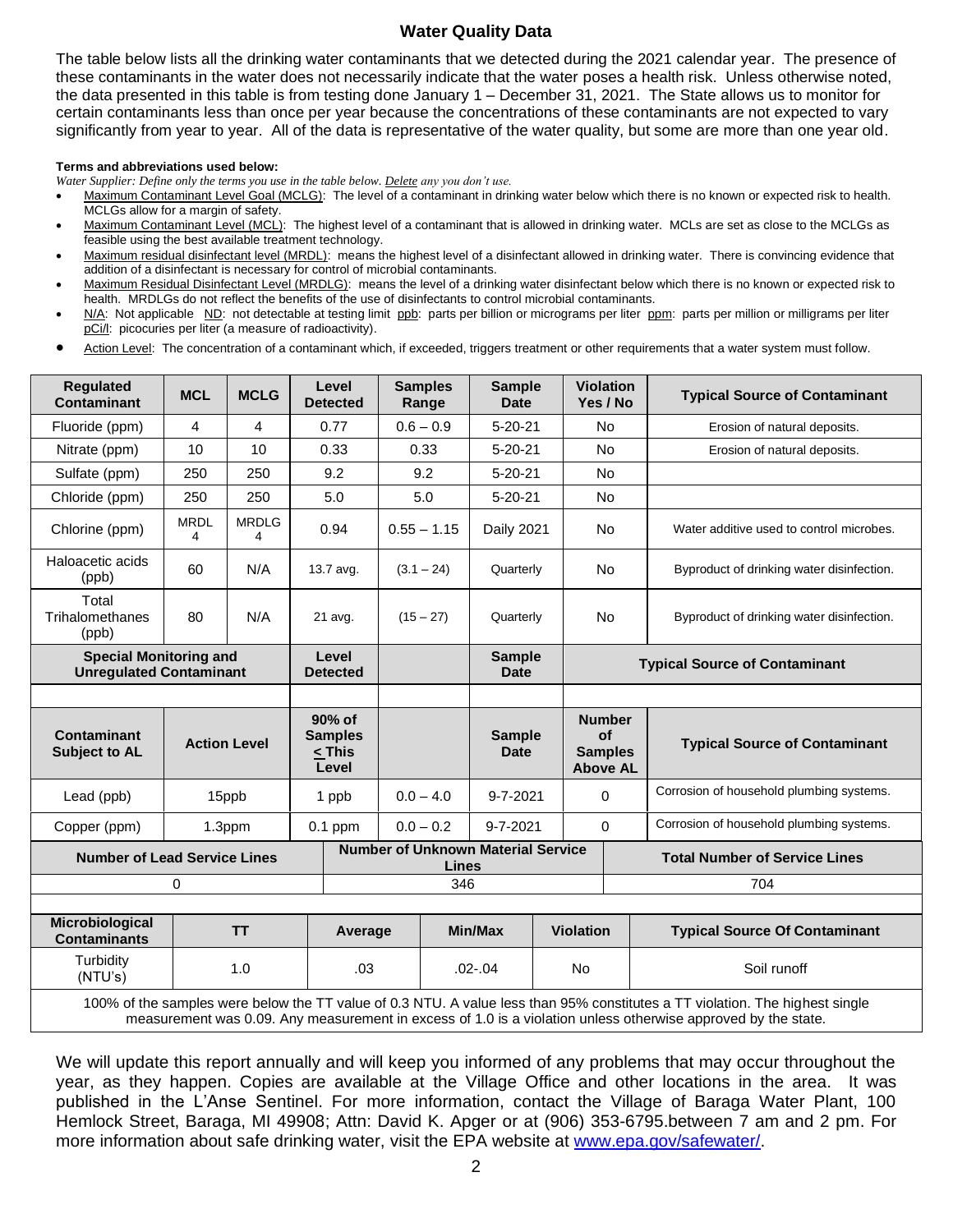# Water Quality Data

The table below lists all the drinking water contaminants that we detected during the 2021 calendar year. The presence of these contaminants in the water does not necessarily indicate that the water poses a health risk. Unless otherwise noted, the data presented in this table is from testing done January 1 – December 31, 2021. The State allows us to monitor for certain contaminants less than once per year because the concentrations of these contaminants are not expected to vary significantly from year to year. All of the data is representative of the water quality, but some are more than one year old.

**Terms and abbreviations used below:**

*Water Supplier: Define only the terms you use in the table below. Delete any you don't use.*

- Maximum Contaminant Level Goal (MCLG): The level of a contaminant in drinking water below which there is no known or expected risk to health. MCLGs allow for a margin of safety.
- Maximum Contaminant Level (MCL): The highest level of a contaminant that is allowed in drinking water. MCLs are set as close to the MCLGs as feasible using the best available treatment technology.
- Maximum residual disinfectant level (MRDL): means the highest level of a disinfectant allowed in drinking water. There is convincing evidence that addition of a disinfectant is necessary for control of microbial contaminants.
- Maximum Residual Disinfectant Level (MRDLG): means the level of a drinking water disinfectant below which there is no known or expected risk to health. MRDLGs do not reflect the benefits of the use of disinfectants to control microbial contaminants.
- N/A: Not applicable ND: not detectable at testing limit ppb: parts per billion or micrograms per liter ppm: parts per million or milligrams per liter pCi/l: picocuries per liter (a measure of radioactivity).
- Action Level: The concentration of a contaminant which, if exceeded, triggers treatment or other requirements that a water system must follow.

| Regulated Contaminant | MCL | MCLG | Level Detected | Samples Range | Sample Date | Violation Yes / No | Typical Source of Contaminant |
|---|---|---|---|---|---|---|---|
| Fluoride (ppm) | 4 | 4 | 0.77 | 0.6 – 0.9 | 5-20-21 | No | Erosion of natural deposits. |
| Nitrate (ppm) | 10 | 10 | 0.33 | 0.33 | 5-20-21 | No | Erosion of natural deposits. |
| Sulfate (ppm) | 250 | 250 | 9.2 | 9.2 | 5-20-21 | No | |
| Chloride (ppm) | 250 | 250 | 5.0 | 5.0 | 5-20-21 | No | |
| Chlorine (ppm) | MRDL 4 | MRDLG 4 | 0.94 | 0.55 – 1.15 | Daily 2021 | No | Water additive used to control microbes. |
| Haloacetic acids (ppb) | 60 | N/A | 13.7 avg. | (3.1 – 24) | Quarterly | No | Byproduct of drinking water disinfection. |
| Total Trihalomethanes (ppb) | 80 | N/A | 21 avg. | (15 – 27) | Quarterly | No | Byproduct of drinking water disinfection. |
| **Special Monitoring and Unregulated Contaminant** | | | **Level Detected** | | **Sample Date** | **Typical Source of Contaminant** | |
| | | | | | | | |
| **Contaminant Subject to AL** | **Action Level** | | **90% of Samples ≤ This Level** | | **Sample Date** | **Number of Samples Above AL** | **Typical Source of Contaminant** |
| Lead (ppb) | 15ppb | | 1 ppb | 0.0 – 4.0 | 9-7-2021 | 0 | Corrosion of household plumbing systems. |
| Copper (ppm) | 1.3ppm | | 0.1 ppm | 0.0 – 0.2 | 9-7-2021 | 0 | Corrosion of household plumbing systems. |

| Number of Lead Service Lines | Number of Unknown Material Service Lines | Total Number of Service Lines |
|---|---|---|
| 0 | 346 | 704 |

| Microbiological Contaminants | TT | Average | Min/Max | Violation | Typical Source Of Contaminant |
|---|---|---|---|---|---|
| Turbidity (NTU's) | 1.0 | .03 | .02-.04 | No | Soil runoff |

100% of the samples were below the TT value of 0.3 NTU. A value less than 95% constitutes a TT violation. The highest single measurement was 0.09. Any measurement in excess of 1.0 is a violation unless otherwise approved by the state.

We will update this report annually and will keep you informed of any problems that may occur throughout the year, as they happen. Copies are available at the Village Office and other locations in the area. It was published in the L'Anse Sentinel. For more information, contact the Village of Baraga Water Plant, 100 Hemlock Street, Baraga, MI 49908; Attn: David K. Apger or at (906) 353-6795.between 7 am and 2 pm. For more information about safe drinking water, visit the EPA website at www.epa.gov/safewater/.